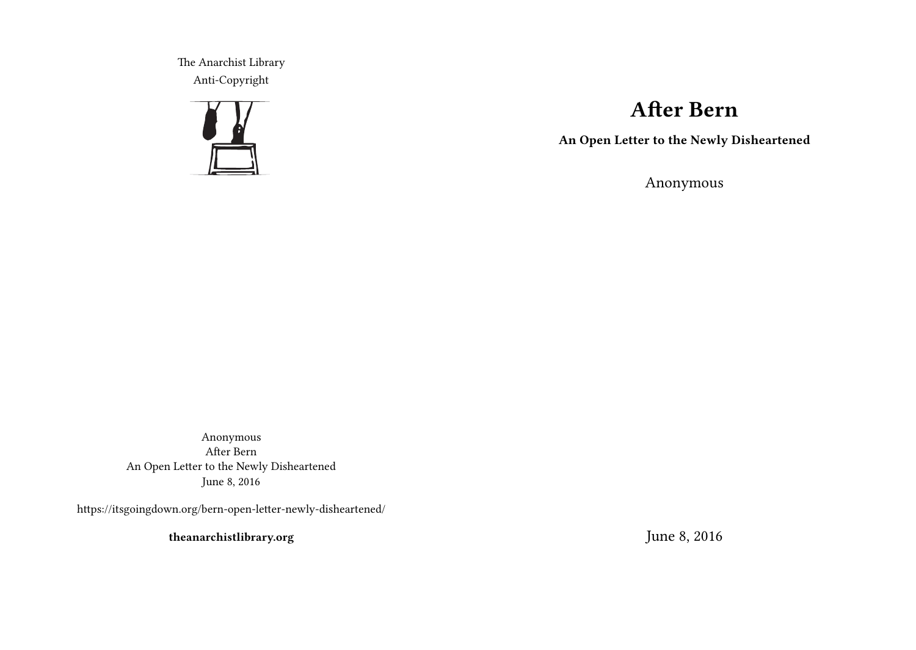The Anarchist Library
Anti-Copyright

# After Bern

**An Open Letter to the Newly Disheartened**

Anonymous

June 8, 2016

Anonymous
After Bern
An Open Letter to the Newly Disheartened
June 8, 2016

https://itsgoingdown.org/bern-open-letter-newly-disheartened/

**theanarchistlibrary.org**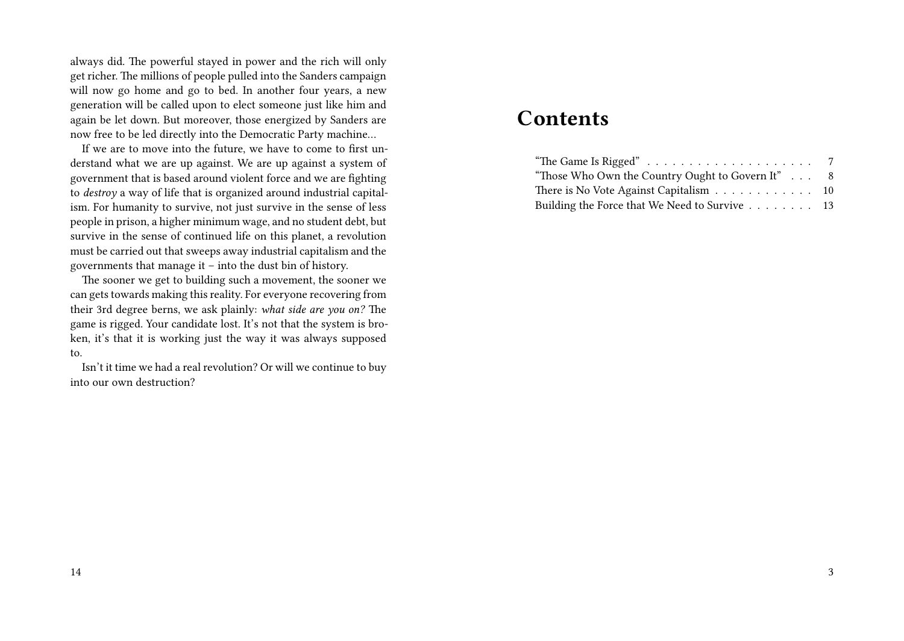always did. The powerful stayed in power and the rich will only get richer. The millions of people pulled into the Sanders campaign will now go home and go to bed. In another four years, a new generation will be called upon to elect someone just like him and again be let down. But moreover, those energized by Sanders are now free to be led directly into the Democratic Party machine…

If we are to move into the future, we have to come to first understand what we are up against. We are up against a system of government that is based around violent force and we are fighting to *destroy* a way of life that is organized around industrial capitalism. For humanity to survive, not just survive in the sense of less people in prison, a higher minimum wage, and no student debt, but survive in the sense of continued life on this planet, a revolution must be carried out that sweeps away industrial capitalism and the governments that manage it – into the dust bin of history.

The sooner we get to building such a movement, the sooner we can gets towards making this reality. For everyone recovering from their 3rd degree berns, we ask plainly: *what side are you on?* The game is rigged. Your candidate lost. It's not that the system is broken, it's that it is working just the way it was always supposed to.

Isn't it time we had a real revolution? Or will we continue to buy into our own destruction?

# Contents

- "The Game Is Rigged" . . . 7
- "Those Who Own the Country Ought to Govern It" . . . 8
- There is No Vote Against Capitalism . . . 10
- Building the Force that We Need to Survive . . . 13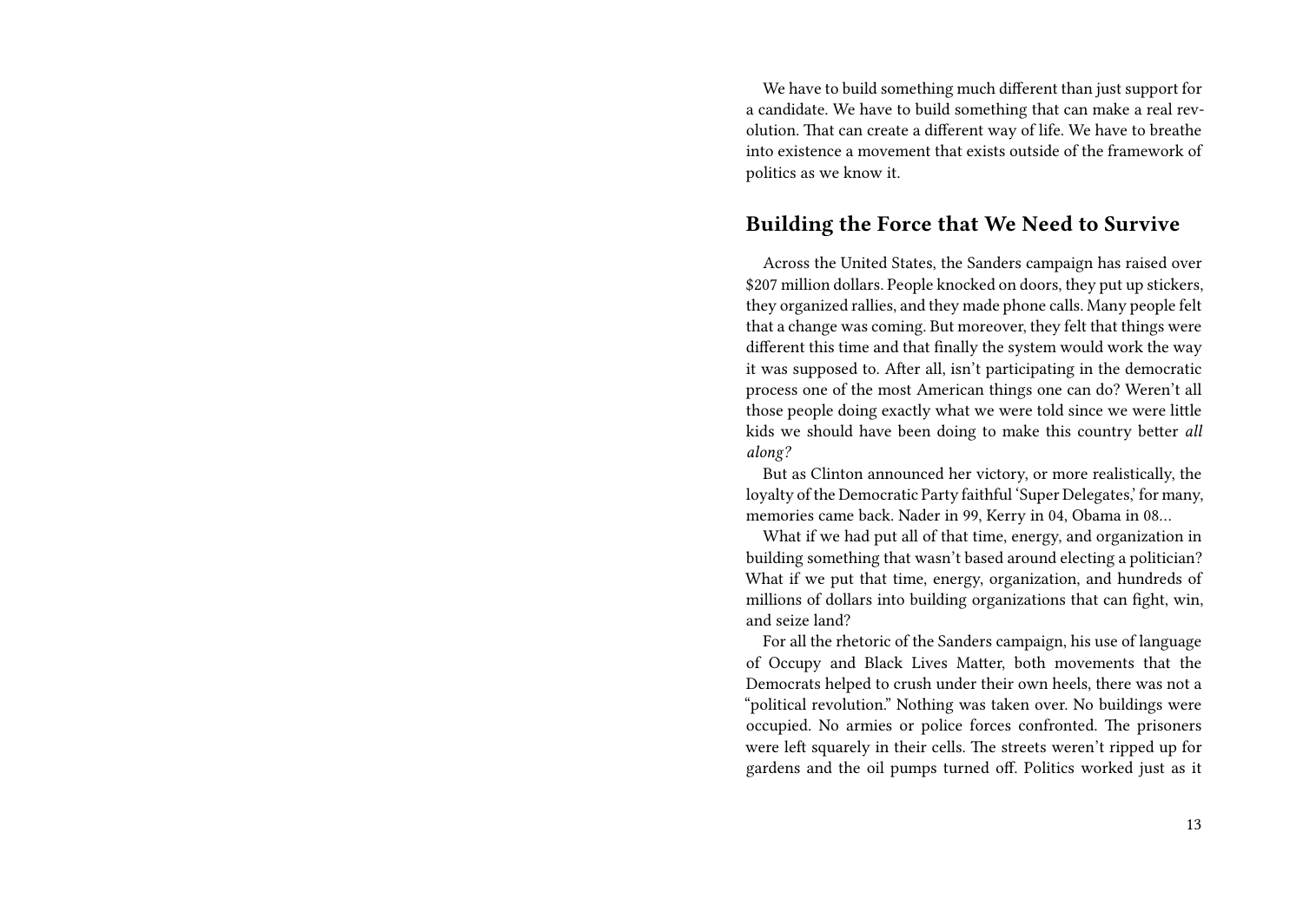We have to build something much different than just support for a candidate. We have to build something that can make a real revolution. That can create a different way of life. We have to breathe into existence a movement that exists outside of the framework of politics as we know it.

## Building the Force that We Need to Survive

Across the United States, the Sanders campaign has raised over $207 million dollars. People knocked on doors, they put up stickers, they organized rallies, and they made phone calls. Many people felt that a change was coming. But moreover, they felt that things were different this time and that finally the system would work the way it was supposed to. After all, isn't participating in the democratic process one of the most American things one can do? Weren't all those people doing exactly what we were told since we were little kids we should have been doing to make this country better *all along?*

But as Clinton announced her victory, or more realistically, the loyalty of the Democratic Party faithful 'Super Delegates,' for many, memories came back. Nader in 99, Kerry in 04, Obama in 08…

What if we had put all of that time, energy, and organization in building something that wasn't based around electing a politician? What if we put that time, energy, organization, and hundreds of millions of dollars into building organizations that can fight, win, and seize land?

For all the rhetoric of the Sanders campaign, his use of language of Occupy and Black Lives Matter, both movements that the Democrats helped to crush under their own heels, there was not a "political revolution." Nothing was taken over. No buildings were occupied. No armies or police forces confronted. The prisoners were left squarely in their cells. The streets weren't ripped up for gardens and the oil pumps turned off. Politics worked just as it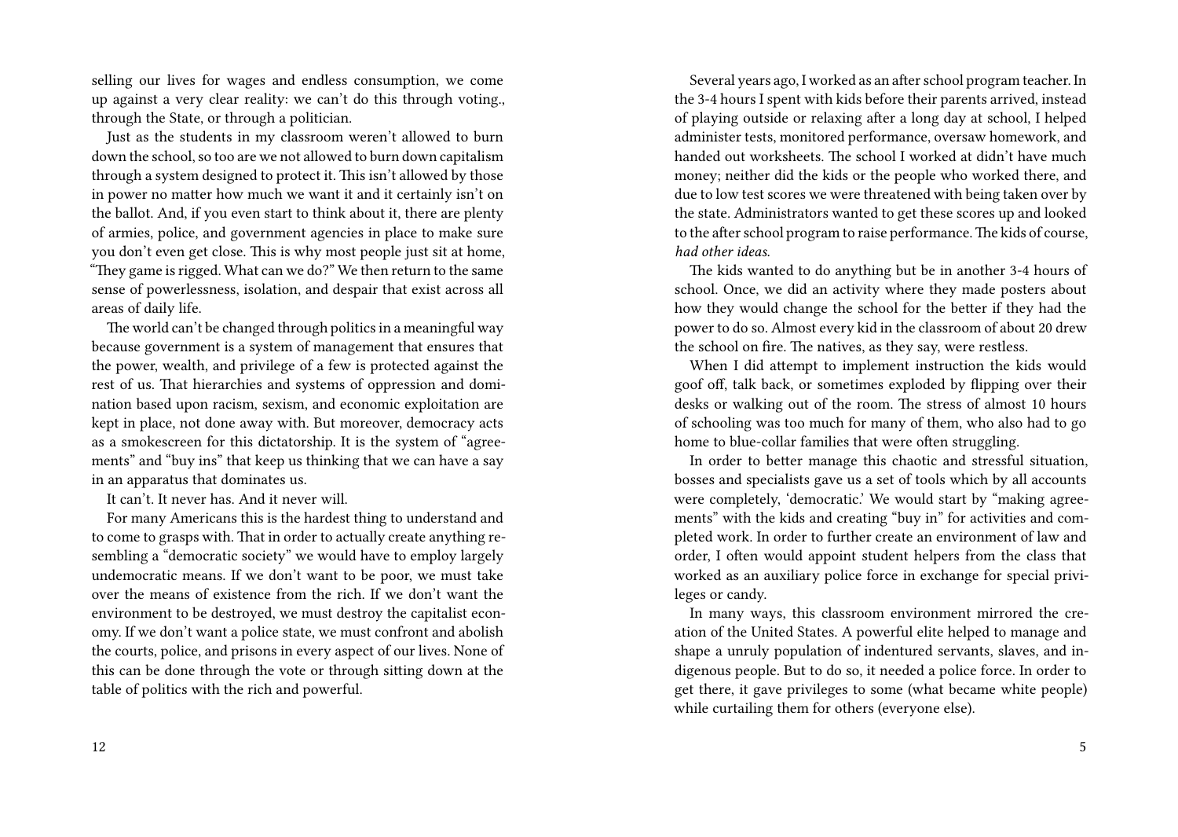selling our lives for wages and endless consumption, we come up against a very clear reality: we can't do this through voting., through the State, or through a politician.

Just as the students in my classroom weren't allowed to burn down the school, so too are we not allowed to burn down capitalism through a system designed to protect it. This isn't allowed by those in power no matter how much we want it and it certainly isn't on the ballot. And, if you even start to think about it, there are plenty of armies, police, and government agencies in place to make sure you don't even get close. This is why most people just sit at home, "They game is rigged. What can we do?" We then return to the same sense of powerlessness, isolation, and despair that exist across all areas of daily life.

The world can't be changed through politics in a meaningful way because government is a system of management that ensures that the power, wealth, and privilege of a few is protected against the rest of us. That hierarchies and systems of oppression and domination based upon racism, sexism, and economic exploitation are kept in place, not done away with. But moreover, democracy acts as a smokescreen for this dictatorship. It is the system of "agreements" and "buy ins" that keep us thinking that we can have a say in an apparatus that dominates us.

It can't. It never has. And it never will.

For many Americans this is the hardest thing to understand and to come to grasps with. That in order to actually create anything resembling a "democratic society" we would have to employ largely undemocratic means. If we don't want to be poor, we must take over the means of existence from the rich. If we don't want the environment to be destroyed, we must destroy the capitalist economy. If we don't want a police state, we must confront and abolish the courts, police, and prisons in every aspect of our lives. None of this can be done through the vote or through sitting down at the table of politics with the rich and powerful.

Several years ago, I worked as an after school program teacher. In the 3-4 hours I spent with kids before their parents arrived, instead of playing outside or relaxing after a long day at school, I helped administer tests, monitored performance, oversaw homework, and handed out worksheets. The school I worked at didn't have much money; neither did the kids or the people who worked there, and due to low test scores we were threatened with being taken over by the state. Administrators wanted to get these scores up and looked to the after school program to raise performance. The kids of course, *had other ideas.*

The kids wanted to do anything but be in another 3-4 hours of school. Once, we did an activity where they made posters about how they would change the school for the better if they had the power to do so. Almost every kid in the classroom of about 20 drew the school on fire. The natives, as they say, were restless.

When I did attempt to implement instruction the kids would goof off, talk back, or sometimes exploded by flipping over their desks or walking out of the room. The stress of almost 10 hours of schooling was too much for many of them, who also had to go home to blue-collar families that were often struggling.

In order to better manage this chaotic and stressful situation, bosses and specialists gave us a set of tools which by all accounts were completely, 'democratic.' We would start by "making agreements" with the kids and creating "buy in" for activities and completed work. In order to further create an environment of law and order, I often would appoint student helpers from the class that worked as an auxiliary police force in exchange for special privileges or candy.

In many ways, this classroom environment mirrored the creation of the United States. A powerful elite helped to manage and shape a unruly population of indentured servants, slaves, and indigenous people. But to do so, it needed a police force. In order to get there, it gave privileges to some (what became white people) while curtailing them for others (everyone else).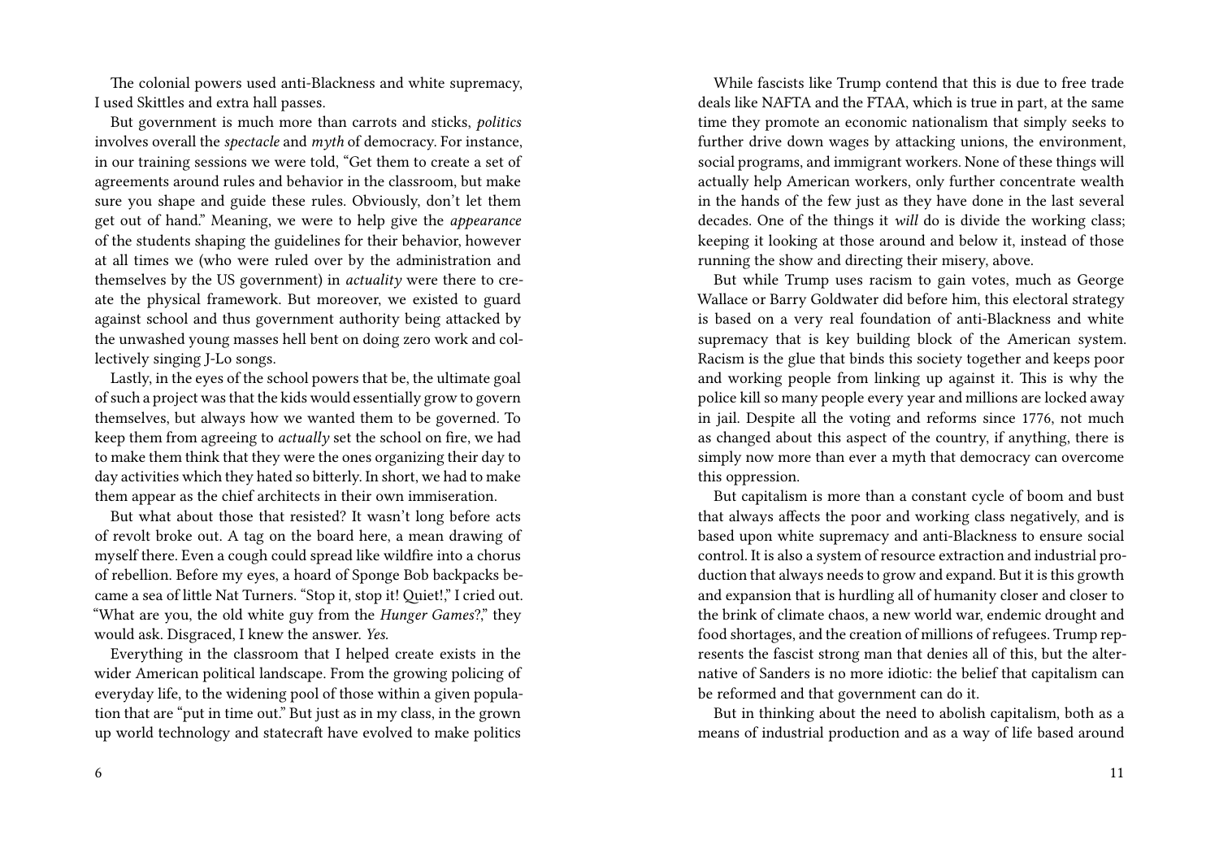The colonial powers used anti-Blackness and white supremacy, I used Skittles and extra hall passes.

But government is much more than carrots and sticks, *politics* involves overall the *spectacle* and *myth* of democracy. For instance, in our training sessions we were told, "Get them to create a set of agreements around rules and behavior in the classroom, but make sure you shape and guide these rules. Obviously, don't let them get out of hand." Meaning, we were to help give the *appearance* of the students shaping the guidelines for their behavior, however at all times we (who were ruled over by the administration and themselves by the US government) in *actuality* were there to create the physical framework. But moreover, we existed to guard against school and thus government authority being attacked by the unwashed young masses hell bent on doing zero work and collectively singing J-Lo songs.

Lastly, in the eyes of the school powers that be, the ultimate goal of such a project was that the kids would essentially grow to govern themselves, but always how we wanted them to be governed. To keep them from agreeing to *actually* set the school on fire, we had to make them think that they were the ones organizing their day to day activities which they hated so bitterly. In short, we had to make them appear as the chief architects in their own immiseration.

But what about those that resisted? It wasn't long before acts of revolt broke out. A tag on the board here, a mean drawing of myself there. Even a cough could spread like wildfire into a chorus of rebellion. Before my eyes, a hoard of Sponge Bob backpacks became a sea of little Nat Turners. "Stop it, stop it! Quiet!," I cried out. "What are you, the old white guy from the *Hunger Games*?," they would ask. Disgraced, I knew the answer. *Yes.*

Everything in the classroom that I helped create exists in the wider American political landscape. From the growing policing of everyday life, to the widening pool of those within a given population that are "put in time out." But just as in my class, in the grown up world technology and statecraft have evolved to make politics

While fascists like Trump contend that this is due to free trade deals like NAFTA and the FTAA, which is true in part, at the same time they promote an economic nationalism that simply seeks to further drive down wages by attacking unions, the environment, social programs, and immigrant workers. None of these things will actually help American workers, only further concentrate wealth in the hands of the few just as they have done in the last several decades. One of the things it *will* do is divide the working class; keeping it looking at those around and below it, instead of those running the show and directing their misery, above.

But while Trump uses racism to gain votes, much as George Wallace or Barry Goldwater did before him, this electoral strategy is based on a very real foundation of anti-Blackness and white supremacy that is key building block of the American system. Racism is the glue that binds this society together and keeps poor and working people from linking up against it. This is why the police kill so many people every year and millions are locked away in jail. Despite all the voting and reforms since 1776, not much as changed about this aspect of the country, if anything, there is simply now more than ever a myth that democracy can overcome this oppression.

But capitalism is more than a constant cycle of boom and bust that always affects the poor and working class negatively, and is based upon white supremacy and anti-Blackness to ensure social control. It is also a system of resource extraction and industrial production that always needs to grow and expand. But it is this growth and expansion that is hurdling all of humanity closer and closer to the brink of climate chaos, a new world war, endemic drought and food shortages, and the creation of millions of refugees. Trump represents the fascist strong man that denies all of this, but the alternative of Sanders is no more idiotic: the belief that capitalism can be reformed and that government can do it.

But in thinking about the need to abolish capitalism, both as a means of industrial production and as a way of life based around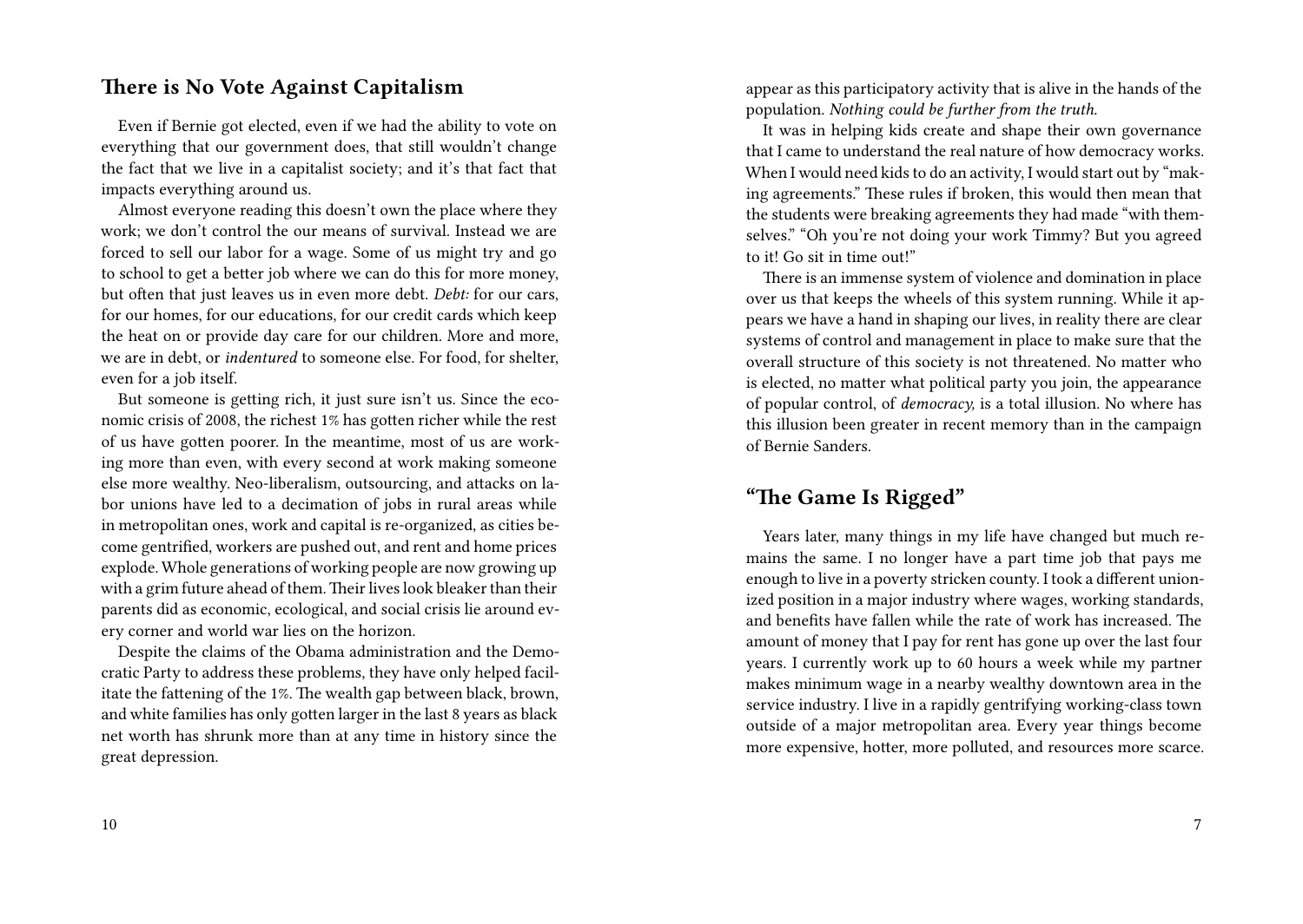## There is No Vote Against Capitalism

Even if Bernie got elected, even if we had the ability to vote on everything that our government does, that still wouldn't change the fact that we live in a capitalist society; and it's that fact that impacts everything around us.

Almost everyone reading this doesn't own the place where they work; we don't control the our means of survival. Instead we are forced to sell our labor for a wage. Some of us might try and go to school to get a better job where we can do this for more money, but often that just leaves us in even more debt. *Debt:* for our cars, for our homes, for our educations, for our credit cards which keep the heat on or provide day care for our children. More and more, we are in debt, or *indentured* to someone else. For food, for shelter, even for a job itself.

But someone is getting rich, it just sure isn't us. Since the economic crisis of 2008, the richest 1% has gotten richer while the rest of us have gotten poorer. In the meantime, most of us are working more than even, with every second at work making someone else more wealthy. Neo-liberalism, outsourcing, and attacks on labor unions have led to a decimation of jobs in rural areas while in metropolitan ones, work and capital is re-organized, as cities become gentrified, workers are pushed out, and rent and home prices explode. Whole generations of working people are now growing up with a grim future ahead of them. Their lives look bleaker than their parents did as economic, ecological, and social crisis lie around every corner and world war lies on the horizon.

Despite the claims of the Obama administration and the Democratic Party to address these problems, they have only helped facilitate the fattening of the 1%. The wealth gap between black, brown, and white families has only gotten larger in the last 8 years as black net worth has shrunk more than at any time in history since the great depression.

appear as this participatory activity that is alive in the hands of the population. *Nothing could be further from the truth.*

It was in helping kids create and shape their own governance that I came to understand the real nature of how democracy works. When I would need kids to do an activity, I would start out by "making agreements." These rules if broken, this would then mean that the students were breaking agreements they had made "with themselves." "Oh you're not doing your work Timmy? But you agreed to it! Go sit in time out!"

There is an immense system of violence and domination in place over us that keeps the wheels of this system running. While it appears we have a hand in shaping our lives, in reality there are clear systems of control and management in place to make sure that the overall structure of this society is not threatened. No matter who is elected, no matter what political party you join, the appearance of popular control, of *democracy,* is a total illusion. No where has this illusion been greater in recent memory than in the campaign of Bernie Sanders.

## "The Game Is Rigged"

Years later, many things in my life have changed but much remains the same. I no longer have a part time job that pays me enough to live in a poverty stricken county. I took a different unionized position in a major industry where wages, working standards, and benefits have fallen while the rate of work has increased. The amount of money that I pay for rent has gone up over the last four years. I currently work up to 60 hours a week while my partner makes minimum wage in a nearby wealthy downtown area in the service industry. I live in a rapidly gentrifying working-class town outside of a major metropolitan area. Every year things become more expensive, hotter, more polluted, and resources more scarce.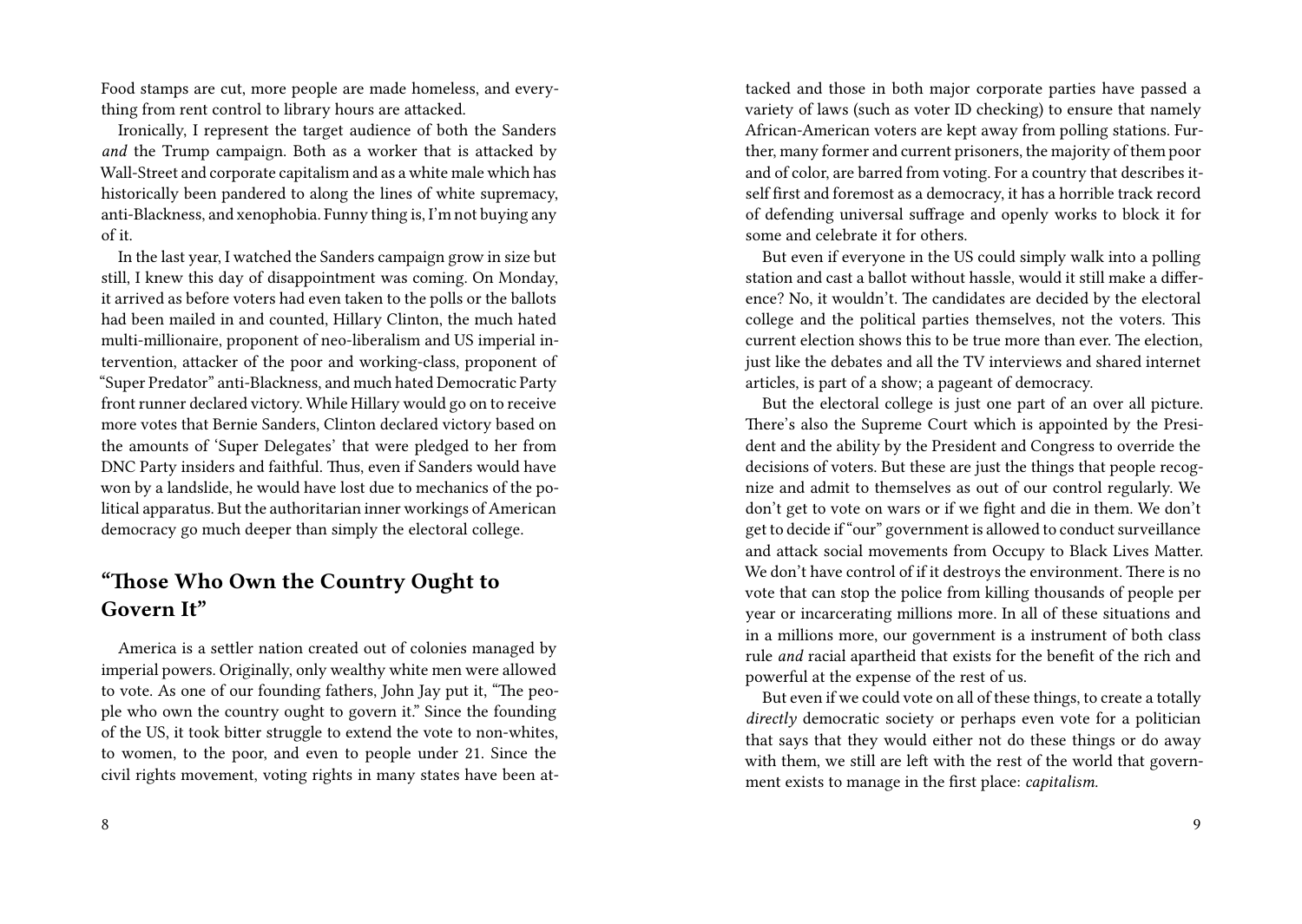Food stamps are cut, more people are made homeless, and everything from rent control to library hours are attacked.

Ironically, I represent the target audience of both the Sanders *and* the Trump campaign. Both as a worker that is attacked by Wall-Street and corporate capitalism and as a white male which has historically been pandered to along the lines of white supremacy, anti-Blackness, and xenophobia. Funny thing is, I'm not buying any of it.

In the last year, I watched the Sanders campaign grow in size but still, I knew this day of disappointment was coming. On Monday, it arrived as before voters had even taken to the polls or the ballots had been mailed in and counted, Hillary Clinton, the much hated multi-millionaire, proponent of neo-liberalism and US imperial intervention, attacker of the poor and working-class, proponent of "Super Predator" anti-Blackness, and much hated Democratic Party front runner declared victory. While Hillary would go on to receive more votes that Bernie Sanders, Clinton declared victory based on the amounts of 'Super Delegates' that were pledged to her from DNC Party insiders and faithful. Thus, even if Sanders would have won by a landslide, he would have lost due to mechanics of the political apparatus. But the authoritarian inner workings of American democracy go much deeper than simply the electoral college.

## "Those Who Own the Country Ought to Govern It"

America is a settler nation created out of colonies managed by imperial powers. Originally, only wealthy white men were allowed to vote. As one of our founding fathers, John Jay put it, "The people who own the country ought to govern it." Since the founding of the US, it took bitter struggle to extend the vote to non-whites, to women, to the poor, and even to people under 21. Since the civil rights movement, voting rights in many states have been attacked and those in both major corporate parties have passed a variety of laws (such as voter ID checking) to ensure that namely African-American voters are kept away from polling stations. Further, many former and current prisoners, the majority of them poor and of color, are barred from voting. For a country that describes itself first and foremost as a democracy, it has a horrible track record of defending universal suffrage and openly works to block it for some and celebrate it for others.

But even if everyone in the US could simply walk into a polling station and cast a ballot without hassle, would it still make a difference? No, it wouldn't. The candidates are decided by the electoral college and the political parties themselves, not the voters. This current election shows this to be true more than ever. The election, just like the debates and all the TV interviews and shared internet articles, is part of a show; a pageant of democracy.

But the electoral college is just one part of an over all picture. There's also the Supreme Court which is appointed by the President and the ability by the President and Congress to override the decisions of voters. But these are just the things that people recognize and admit to themselves as out of our control regularly. We don't get to vote on wars or if we fight and die in them. We don't get to decide if "our" government is allowed to conduct surveillance and attack social movements from Occupy to Black Lives Matter. We don't have control of if it destroys the environment. There is no vote that can stop the police from killing thousands of people per year or incarcerating millions more. In all of these situations and in a millions more, our government is a instrument of both class rule *and* racial apartheid that exists for the benefit of the rich and powerful at the expense of the rest of us.

But even if we could vote on all of these things, to create a totally *directly* democratic society or perhaps even vote for a politician that says that they would either not do these things or do away with them, we still are left with the rest of the world that government exists to manage in the first place: *capitalism.*